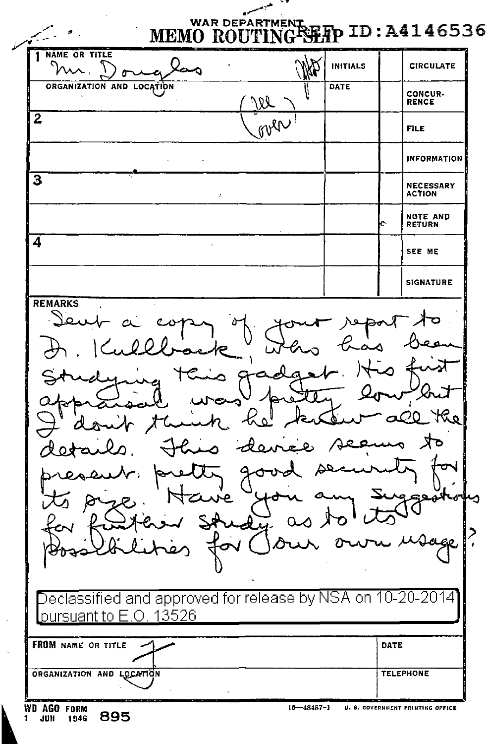WAR DEPARTMENT

# MEMO ROUTING SLIP

REF ID:A4146536

| NAME OR TITLE | INITIALS | | |
|---|---|---|---|
| 1 Mr. Douglas | | | CIRCULATE |
| ORGANIZATION AND LOCATION (See over) | DATE | | CONCURRENCE |
| 2 | | | FILE |
| | | | INFORMATION |
| 3 | | | NECESSARY ACTION |
| | | | NOTE AND RETURN |
| 4 | | | SEE ME |
| | | | SIGNATURE |

**REMARKS**

Sent a copy of your report to Dr. Kullback, who has been studying this gadget. His first appraisal was pretty low but I don't think he knew all the details. This device seems to present pretty good security for its size. Have you any suggestions for further study as to its possibilities for our own usage?

Declassified and approved for release by NSA on 10-20-2014 pursuant to E.O. 13526

| FROM NAME OR TITLE | DATE |
|---|---|
| F | |
| ORGANIZATION AND LOCATION | TELEPHONE |
| | |

WD AGO FORM 895
1 JUN 1946

16—48487-1 U. S. GOVERNMENT PRINTING OFFICE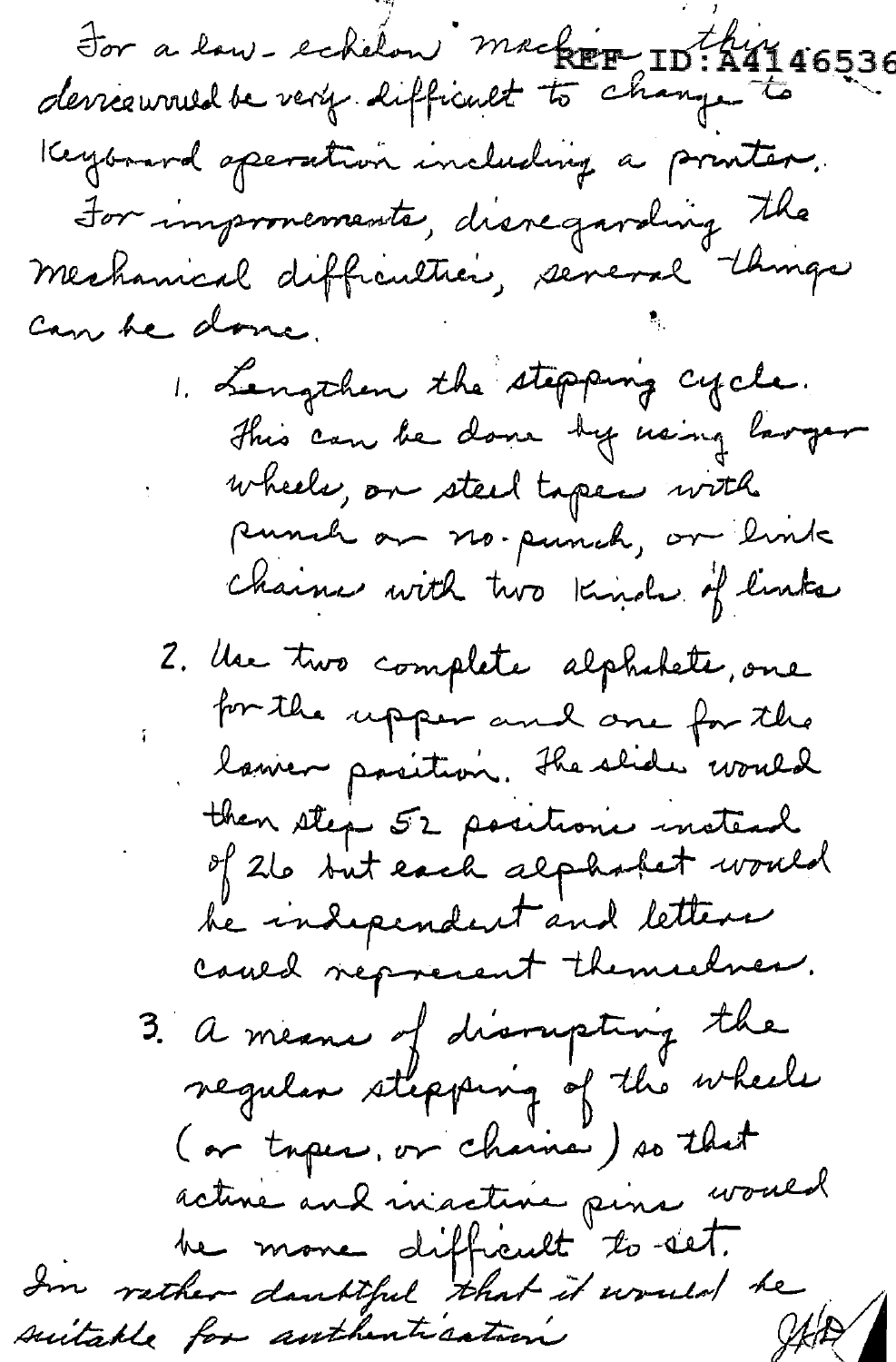For a low-echelon machine this device would be very difficult to change to keyboard operation including a printer.

For improvements, disregarding the mechanical difficulties, several things can be done.

1. Lengthen the stepping cycle. This can be done by using larger wheels, or steel tapes with punch or no-punch, or link chains with two kinds of links
2. Use two complete alphabets, one for the upper and one for the lower position. The slide would then step 52 positions instead of 26 but each alphabet would be independent and letters could represent themselves.
3. A means of disrupting the regular stepping of the wheels (or tapes, or chains) so that active and inactive pins would be more difficult to set.

I'm rather doubtful that it would be suitable for authentication

JHD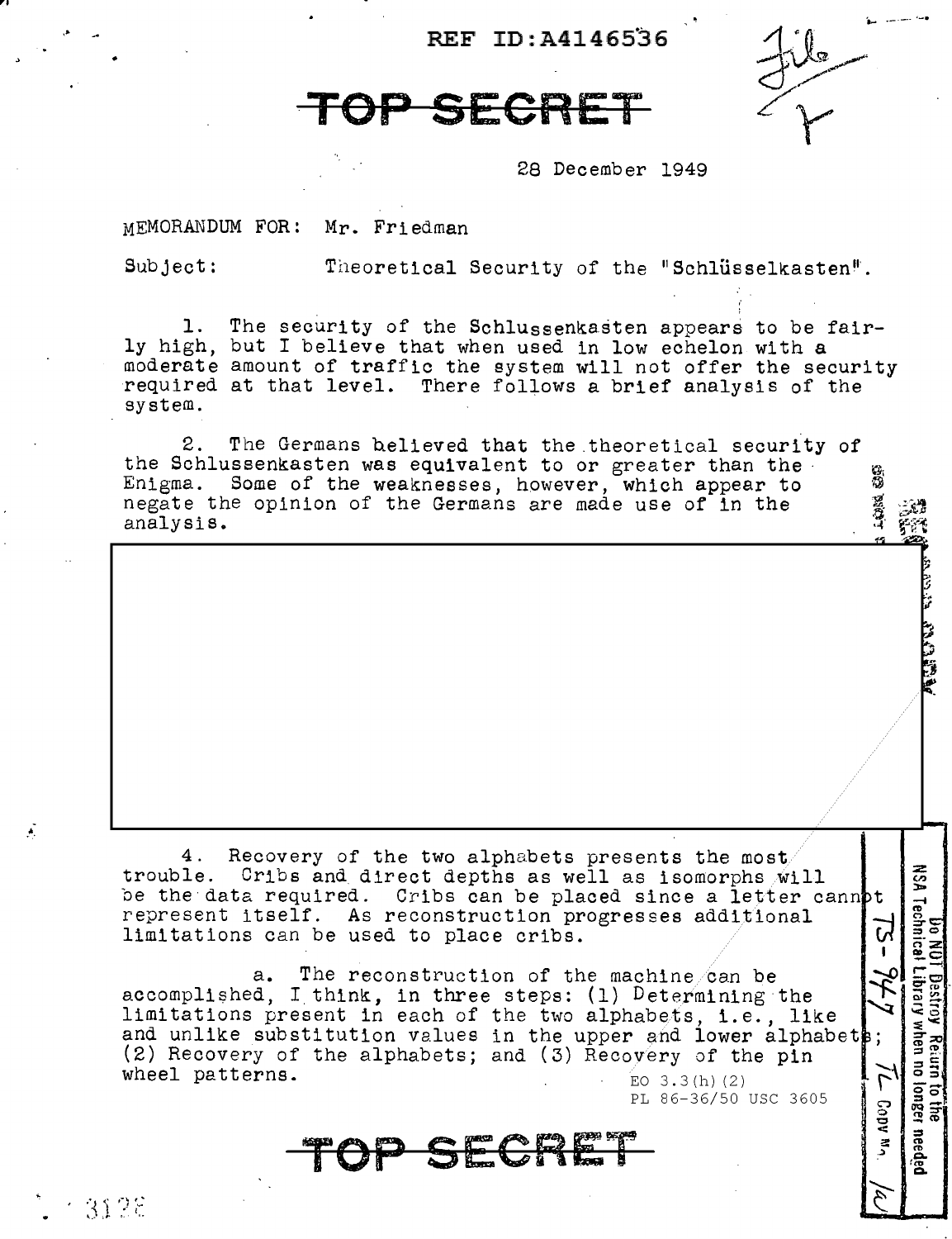REF ID:A4146536

TOP SECRET

28 December 1949

MEMORANDUM FOR: Mr. Friedman

Subject: Theoretical Security of the "Schlüsselkasten".

1. The security of the Schlussenkasten appears to be fairly high, but I believe that when used in low echelon with a moderate amount of traffic the system will not offer the security required at that level. There follows a brief analysis of the system.

2. The Germans believed that the theoretical security of the Schlussenkasten was equivalent to or greater than the Enigma. Some of the weaknesses, however, which appear to negate the opinion of the Germans are made use of in the analysis.

4. Recovery of the two alphabets presents the most trouble. Cribs and direct depths as well as isomorphs will be the data required. Cribs can be placed since a letter cannot represent itself. As reconstruction progresses additional limitations can be used to place cribs.

a. The reconstruction of the machine can be accomplished, I think, in three steps: (1) Determining the limitations present in each of the two alphabets, i.e., like and unlike substitution values in the upper and lower alphabets; (2) Recovery of the alphabets; and (3) Recovery of the pin wheel patterns.

EO 3.3(h)(2)
PL 86-36/50 USC 3605

TOP SECRET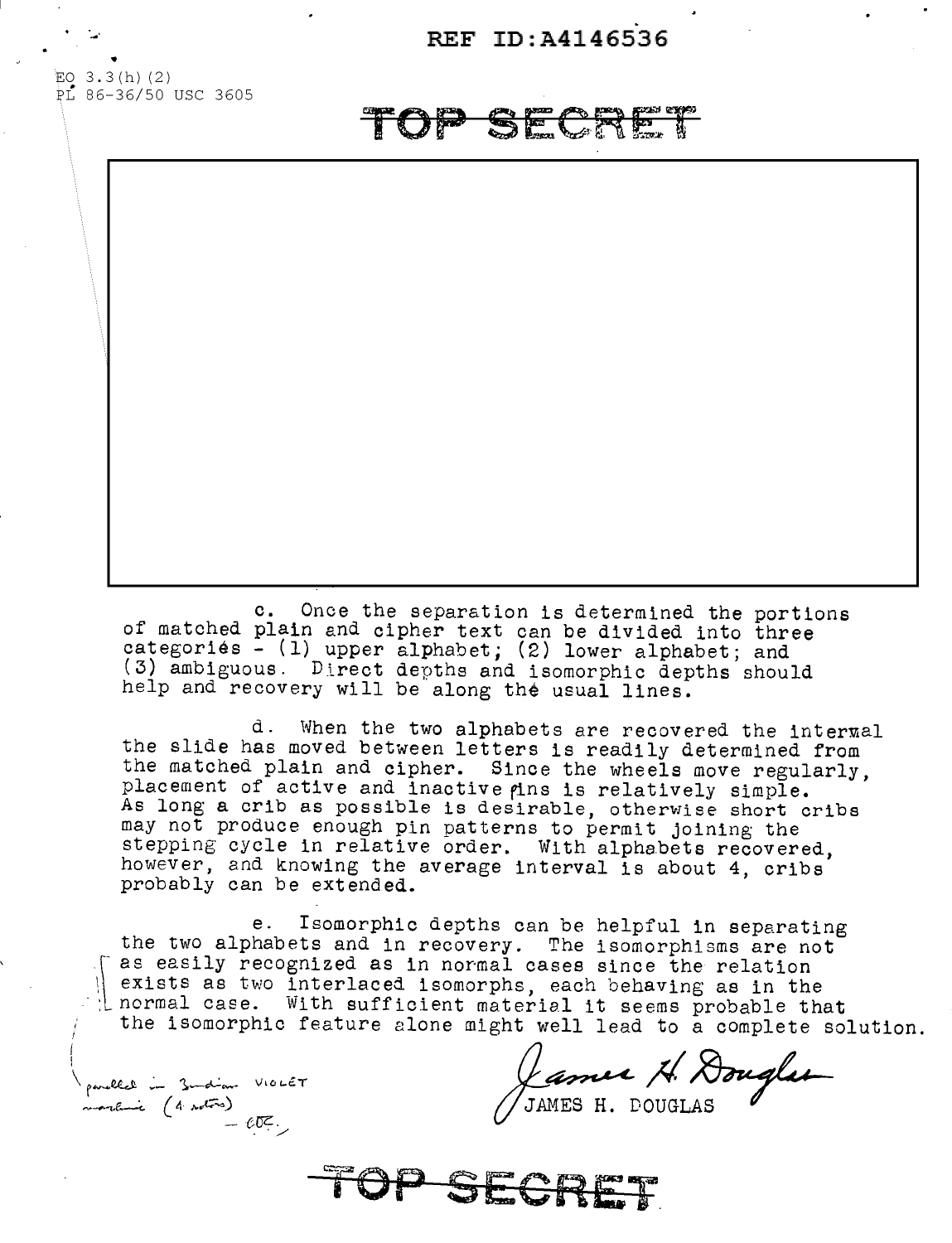REF ID:A4146536

EO 3.3(h)(2)
PL 86-36/50 USC 3605

TOP SECRET

c. Once the separation is determined the portions of matched plain and cipher text can be divided into three categories - (1) upper alphabet; (2) lower alphabet; and (3) ambiguous. Direct depths and isomorphic depths should help and recovery will be along the usual lines.

d. When the two alphabets are recovered the interval the slide has moved between letters is readily determined from the matched plain and cipher. Since the wheels move regularly, placement of active and inactive pins is relatively simple. As long a crib as possible is desirable, otherwise short cribs may not produce enough pin patterns to permit joining the stepping cycle in relative order. With alphabets recovered, however, and knowing the average interval is about 4, cribs probably can be extended.

e. Isomorphic depths can be helpful in separating the two alphabets and in recovery. The isomorphisms are not as easily recognized as in normal cases since the relation exists as two interlaced isomorphs, each behaving as in the normal case. With sufficient material it seems probable that the isomorphic feature alone might well lead to a complete solution.

parallel in Jindian VIOLET machine (4 rotors)
— CCC.

James H. Douglas
JAMES H. DOUGLAS

TOP SECRET